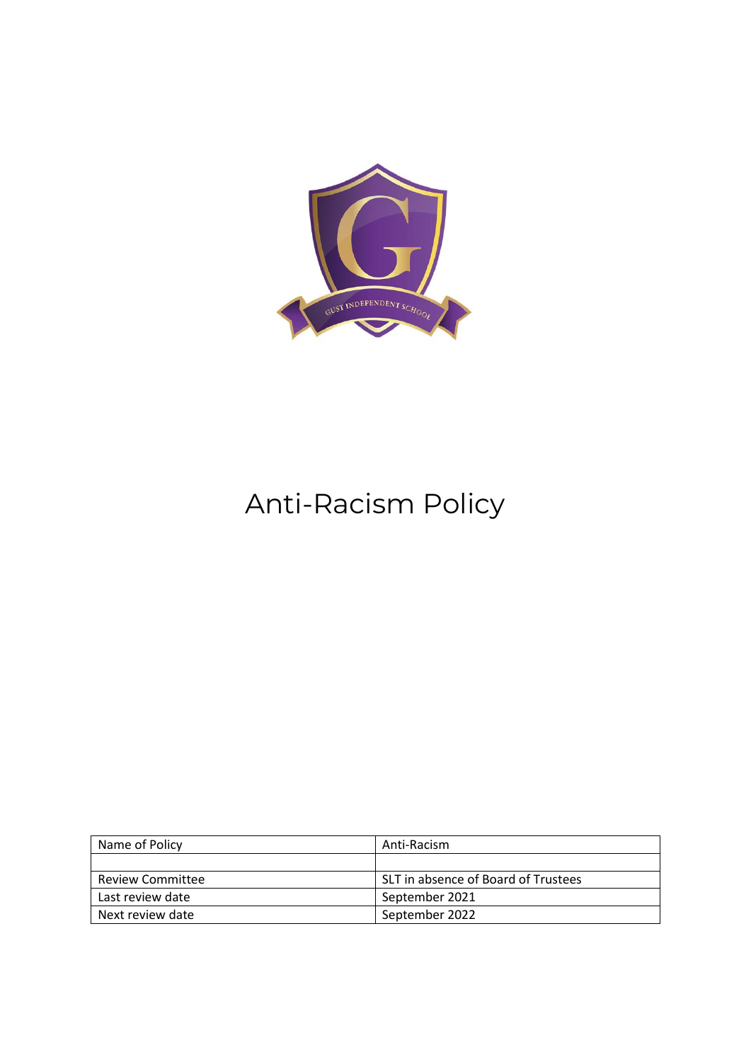# Anti-Racism Policy

| Name of Policy | Anti-Racism |
| --- | --- |
| | |
| Review Committee | SLT in absence of Board of Trustees |
| Last review date | September 2021 |
| Next review date | September 2022 |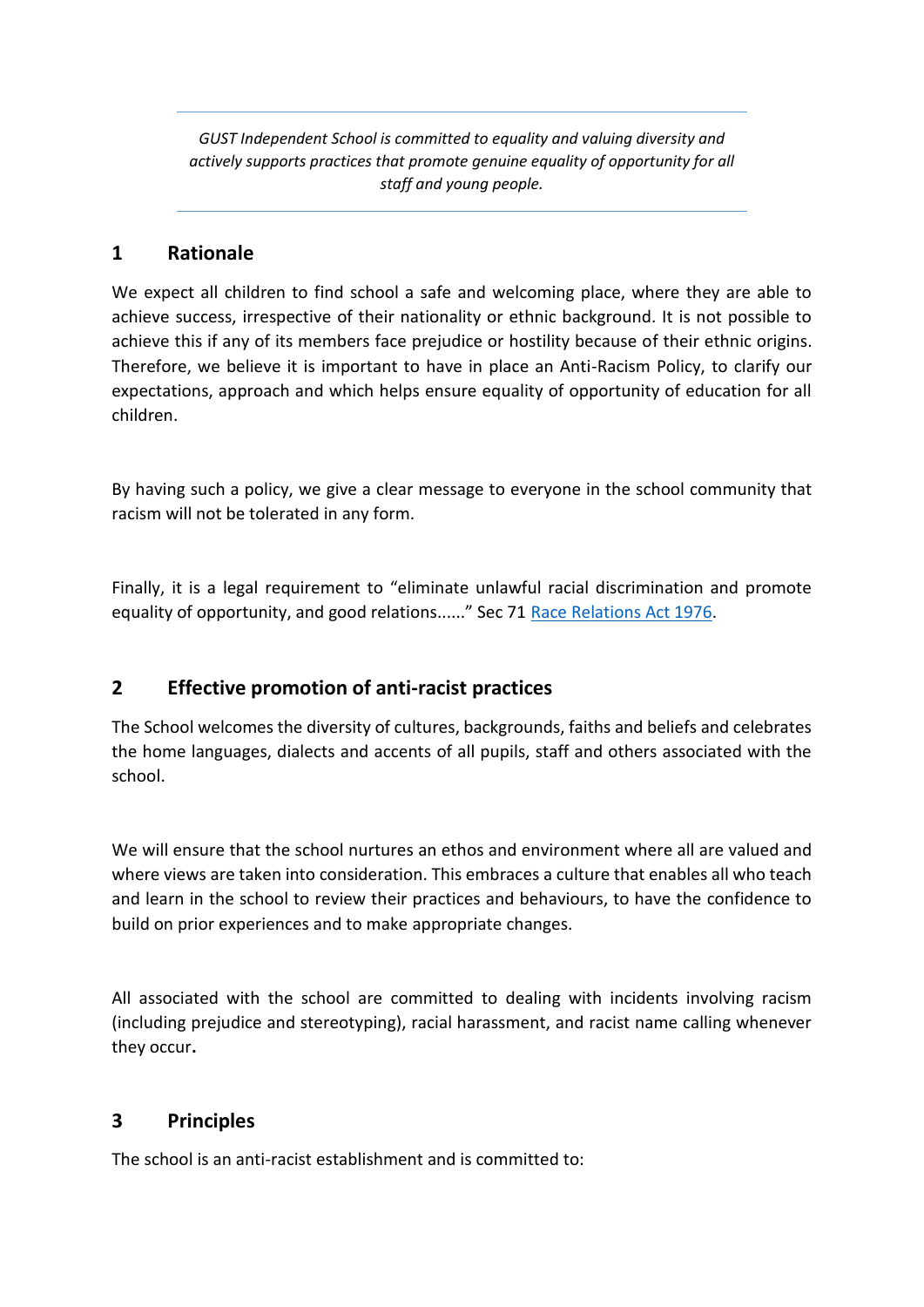---

*GUST Independent School is committed to equality and valuing diversity and actively supports practices that promote genuine equality of opportunity for all staff and young people.*

---

## 1 Rationale

We expect all children to find school a safe and welcoming place, where they are able to achieve success, irrespective of their nationality or ethnic background. It is not possible to achieve this if any of its members face prejudice or hostility because of their ethnic origins. Therefore, we believe it is important to have in place an Anti-Racism Policy, to clarify our expectations, approach and which helps ensure equality of opportunity of education for all children.

By having such a policy, we give a clear message to everyone in the school community that racism will not be tolerated in any form.

Finally, it is a legal requirement to "eliminate unlawful racial discrimination and promote equality of opportunity, and good relations......" Sec 71 Race Relations Act 1976.

## 2 Effective promotion of anti-racist practices

The School welcomes the diversity of cultures, backgrounds, faiths and beliefs and celebrates the home languages, dialects and accents of all pupils, staff and others associated with the school.

We will ensure that the school nurtures an ethos and environment where all are valued and where views are taken into consideration. This embraces a culture that enables all who teach and learn in the school to review their practices and behaviours, to have the confidence to build on prior experiences and to make appropriate changes.

All associated with the school are committed to dealing with incidents involving racism (including prejudice and stereotyping), racial harassment, and racist name calling whenever they occur.

## 3 Principles

The school is an anti-racist establishment and is committed to: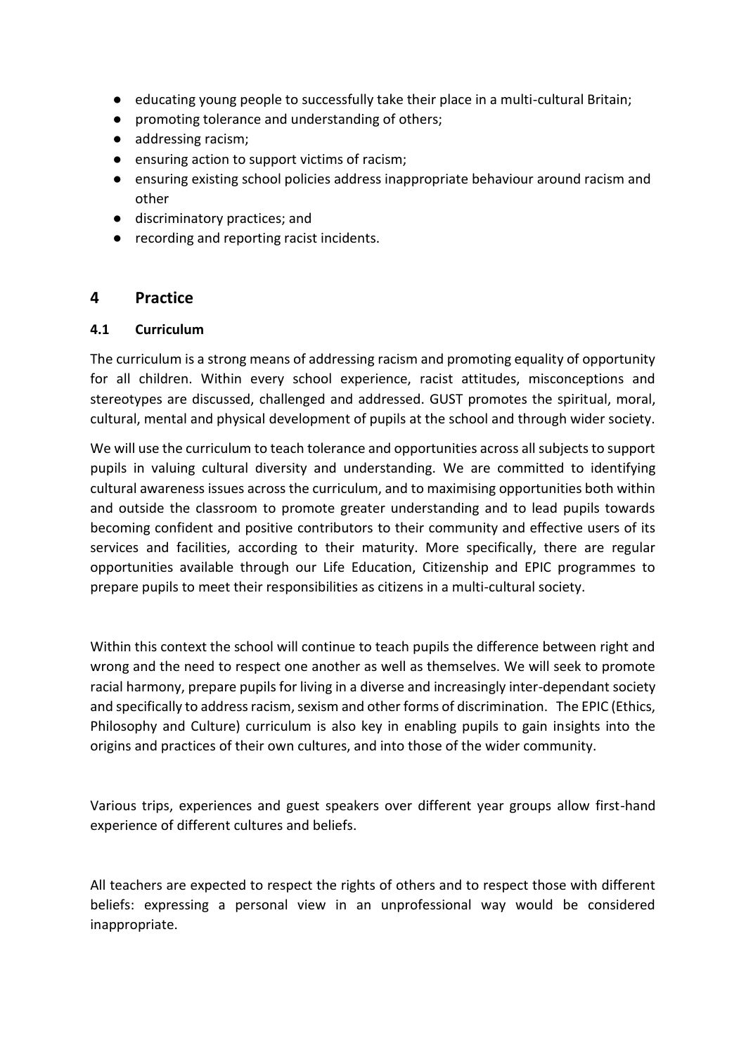- educating young people to successfully take their place in a multi-cultural Britain;
- promoting tolerance and understanding of others;
- addressing racism;
- ensuring action to support victims of racism;
- ensuring existing school policies address inappropriate behaviour around racism and other
- discriminatory practices; and
- recording and reporting racist incidents.

## 4 Practice

### 4.1 Curriculum

The curriculum is a strong means of addressing racism and promoting equality of opportunity for all children. Within every school experience, racist attitudes, misconceptions and stereotypes are discussed, challenged and addressed. GUST promotes the spiritual, moral, cultural, mental and physical development of pupils at the school and through wider society.

We will use the curriculum to teach tolerance and opportunities across all subjects to support pupils in valuing cultural diversity and understanding. We are committed to identifying cultural awareness issues across the curriculum, and to maximising opportunities both within and outside the classroom to promote greater understanding and to lead pupils towards becoming confident and positive contributors to their community and effective users of its services and facilities, according to their maturity. More specifically, there are regular opportunities available through our Life Education, Citizenship and EPIC programmes to prepare pupils to meet their responsibilities as citizens in a multi-cultural society.

Within this context the school will continue to teach pupils the difference between right and wrong and the need to respect one another as well as themselves. We will seek to promote racial harmony, prepare pupils for living in a diverse and increasingly inter-dependant society and specifically to address racism, sexism and other forms of discrimination. The EPIC (Ethics, Philosophy and Culture) curriculum is also key in enabling pupils to gain insights into the origins and practices of their own cultures, and into those of the wider community.

Various trips, experiences and guest speakers over different year groups allow first-hand experience of different cultures and beliefs.

All teachers are expected to respect the rights of others and to respect those with different beliefs: expressing a personal view in an unprofessional way would be considered inappropriate.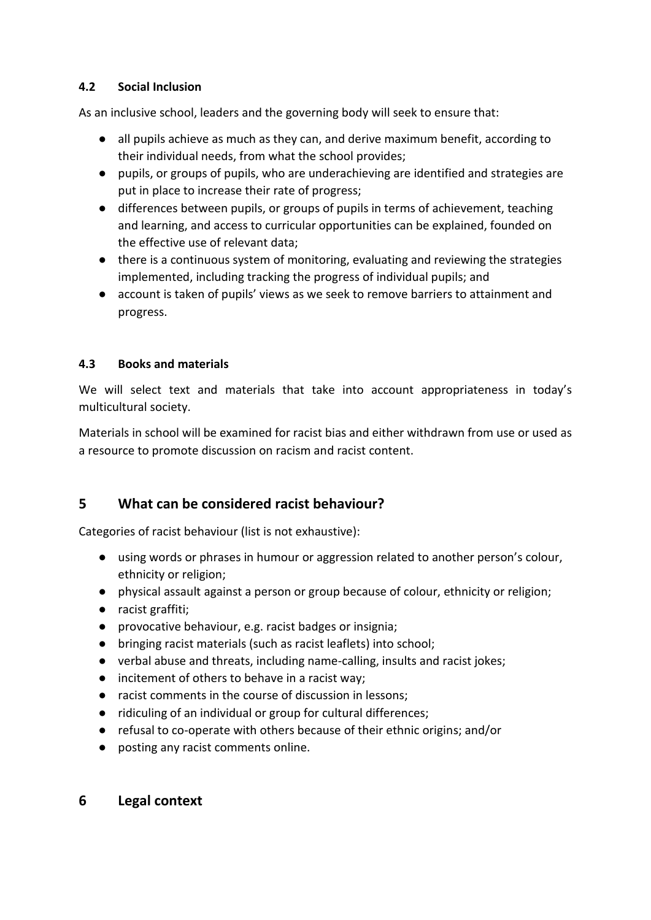### 4.2 Social Inclusion

As an inclusive school, leaders and the governing body will seek to ensure that:

- all pupils achieve as much as they can, and derive maximum benefit, according to their individual needs, from what the school provides;
- pupils, or groups of pupils, who are underachieving are identified and strategies are put in place to increase their rate of progress;
- differences between pupils, or groups of pupils in terms of achievement, teaching and learning, and access to curricular opportunities can be explained, founded on the effective use of relevant data;
- there is a continuous system of monitoring, evaluating and reviewing the strategies implemented, including tracking the progress of individual pupils; and
- account is taken of pupils' views as we seek to remove barriers to attainment and progress.

### 4.3 Books and materials

We will select text and materials that take into account appropriateness in today's multicultural society.

Materials in school will be examined for racist bias and either withdrawn from use or used as a resource to promote discussion on racism and racist content.

## 5 What can be considered racist behaviour?

Categories of racist behaviour (list is not exhaustive):

- using words or phrases in humour or aggression related to another person's colour, ethnicity or religion;
- physical assault against a person or group because of colour, ethnicity or religion;
- racist graffiti;
- provocative behaviour, e.g. racist badges or insignia;
- bringing racist materials (such as racist leaflets) into school;
- verbal abuse and threats, including name-calling, insults and racist jokes;
- incitement of others to behave in a racist way;
- racist comments in the course of discussion in lessons;
- ridiculing of an individual or group for cultural differences;
- refusal to co-operate with others because of their ethnic origins; and/or
- posting any racist comments online.

## 6 Legal context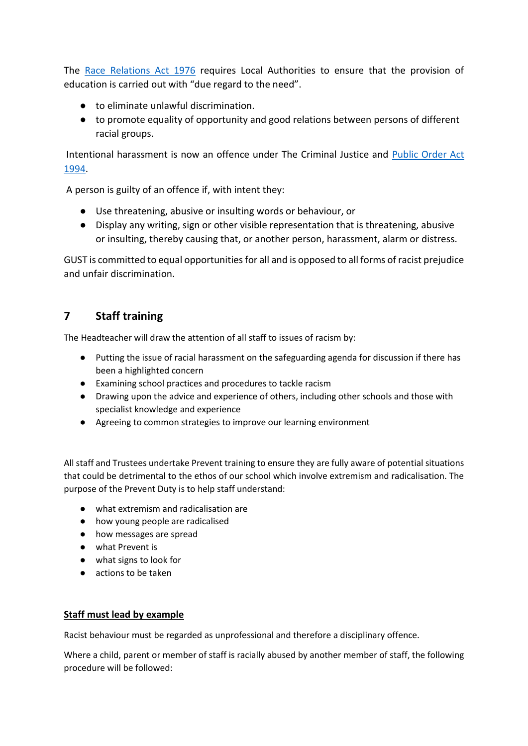The [Race Relations Act 1976]() requires Local Authorities to ensure that the provision of education is carried out with "due regard to the need".

- to eliminate unlawful discrimination.
- to promote equality of opportunity and good relations between persons of different racial groups.

Intentional harassment is now an offence under The Criminal Justice and [Public Order Act 1994]().

A person is guilty of an offence if, with intent they:

- Use threatening, abusive or insulting words or behaviour, or
- Display any writing, sign or other visible representation that is threatening, abusive or insulting, thereby causing that, or another person, harassment, alarm or distress.

GUST is committed to equal opportunities for all and is opposed to all forms of racist prejudice and unfair discrimination.

## 7 Staff training

The Headteacher will draw the attention of all staff to issues of racism by:

- Putting the issue of racial harassment on the safeguarding agenda for discussion if there has been a highlighted concern
- Examining school practices and procedures to tackle racism
- Drawing upon the advice and experience of others, including other schools and those with specialist knowledge and experience
- Agreeing to common strategies to improve our learning environment

All staff and Trustees undertake Prevent training to ensure they are fully aware of potential situations that could be detrimental to the ethos of our school which involve extremism and radicalisation. The purpose of the Prevent Duty is to help staff understand:

- what extremism and radicalisation are
- how young people are radicalised
- how messages are spread
- what Prevent is
- what signs to look for
- actions to be taken

**<u>Staff must lead by example</u>**

Racist behaviour must be regarded as unprofessional and therefore a disciplinary offence.

Where a child, parent or member of staff is racially abused by another member of staff, the following procedure will be followed: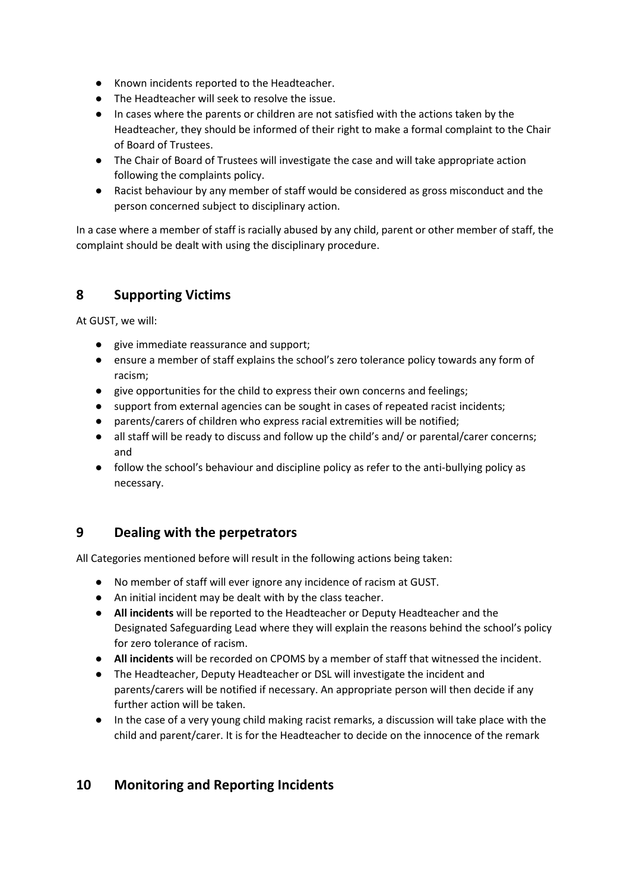- Known incidents reported to the Headteacher.
- The Headteacher will seek to resolve the issue.
- In cases where the parents or children are not satisfied with the actions taken by the Headteacher, they should be informed of their right to make a formal complaint to the Chair of Board of Trustees.
- The Chair of Board of Trustees will investigate the case and will take appropriate action following the complaints policy.
- Racist behaviour by any member of staff would be considered as gross misconduct and the person concerned subject to disciplinary action.

In a case where a member of staff is racially abused by any child, parent or other member of staff, the complaint should be dealt with using the disciplinary procedure.

## 8 Supporting Victims

At GUST, we will:

- give immediate reassurance and support;
- ensure a member of staff explains the school's zero tolerance policy towards any form of racism;
- give opportunities for the child to express their own concerns and feelings;
- support from external agencies can be sought in cases of repeated racist incidents;
- parents/carers of children who express racial extremities will be notified;
- all staff will be ready to discuss and follow up the child's and/ or parental/carer concerns; and
- follow the school's behaviour and discipline policy as refer to the anti-bullying policy as necessary.

## 9 Dealing with the perpetrators

All Categories mentioned before will result in the following actions being taken:

- No member of staff will ever ignore any incidence of racism at GUST.
- An initial incident may be dealt with by the class teacher.
- **All incidents** will be reported to the Headteacher or Deputy Headteacher and the Designated Safeguarding Lead where they will explain the reasons behind the school's policy for zero tolerance of racism.
- **All incidents** will be recorded on CPOMS by a member of staff that witnessed the incident.
- The Headteacher, Deputy Headteacher or DSL will investigate the incident and parents/carers will be notified if necessary. An appropriate person will then decide if any further action will be taken.
- In the case of a very young child making racist remarks, a discussion will take place with the child and parent/carer. It is for the Headteacher to decide on the innocence of the remark

## 10 Monitoring and Reporting Incidents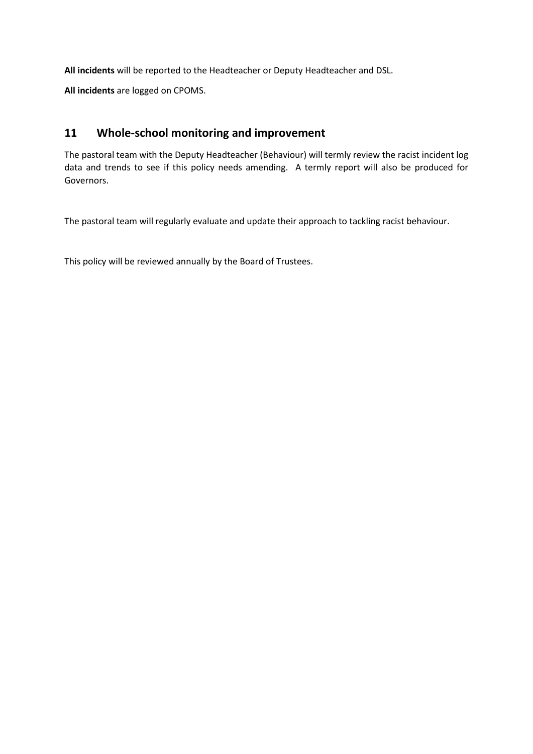**All incidents** will be reported to the Headteacher or Deputy Headteacher and DSL.

**All incidents** are logged on CPOMS.

## 11 Whole-school monitoring and improvement

The pastoral team with the Deputy Headteacher (Behaviour) will termly review the racist incident log data and trends to see if this policy needs amending. A termly report will also be produced for Governors.

The pastoral team will regularly evaluate and update their approach to tackling racist behaviour.

This policy will be reviewed annually by the Board of Trustees.